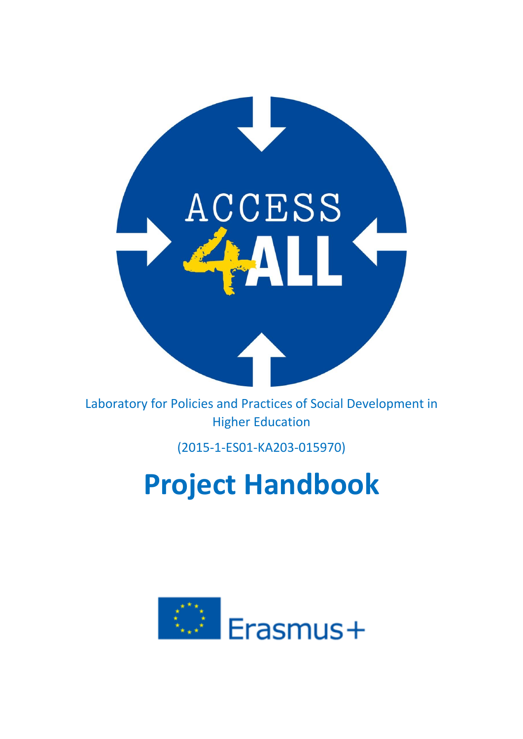Laboratory for Policies and Practices of Social Development in Higher Education

(2015-1-ES01-KA203-015970)

# Project Handbook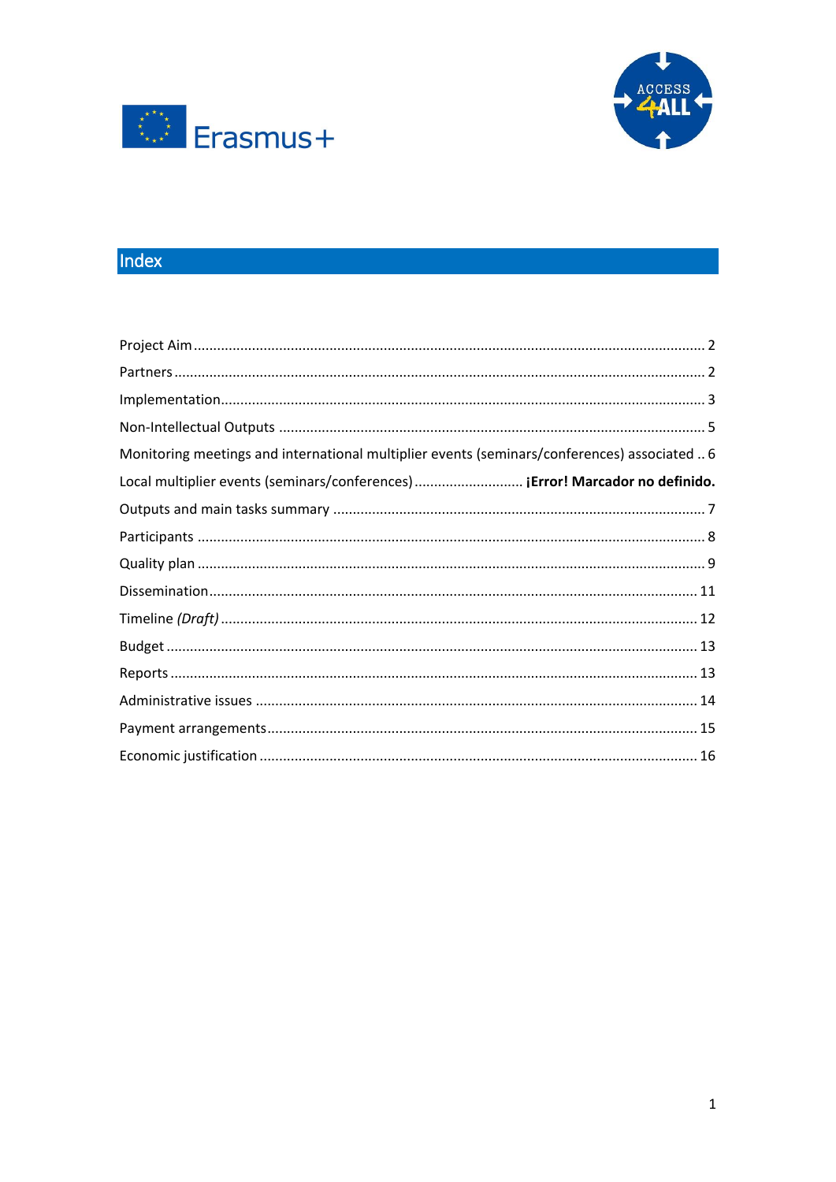# Index

Project Aim ........................................................................................................................ 2

Partners .............................................................................................................................. 2

Implementation.................................................................................................................. 3

Non-Intellectual Outputs .................................................................................................... 5

Monitoring meetings and international multiplier events (seminars/conferences) associated .. 6

Local multiplier events (seminars/conferences) ............................ **¡Error! Marcador no definido.**

Outputs and main tasks summary ...................................................................................... 7

Participants ......................................................................................................................... 8

Quality plan ........................................................................................................................ 9

Dissemination.................................................................................................................... 11

Timeline *(Draft)* ................................................................................................................ 12

Budget ............................................................................................................................... 13

Reports .............................................................................................................................. 13

Administrative issues ........................................................................................................ 14

Payment arrangements..................................................................................................... 15

Economic justification ....................................................................................................... 16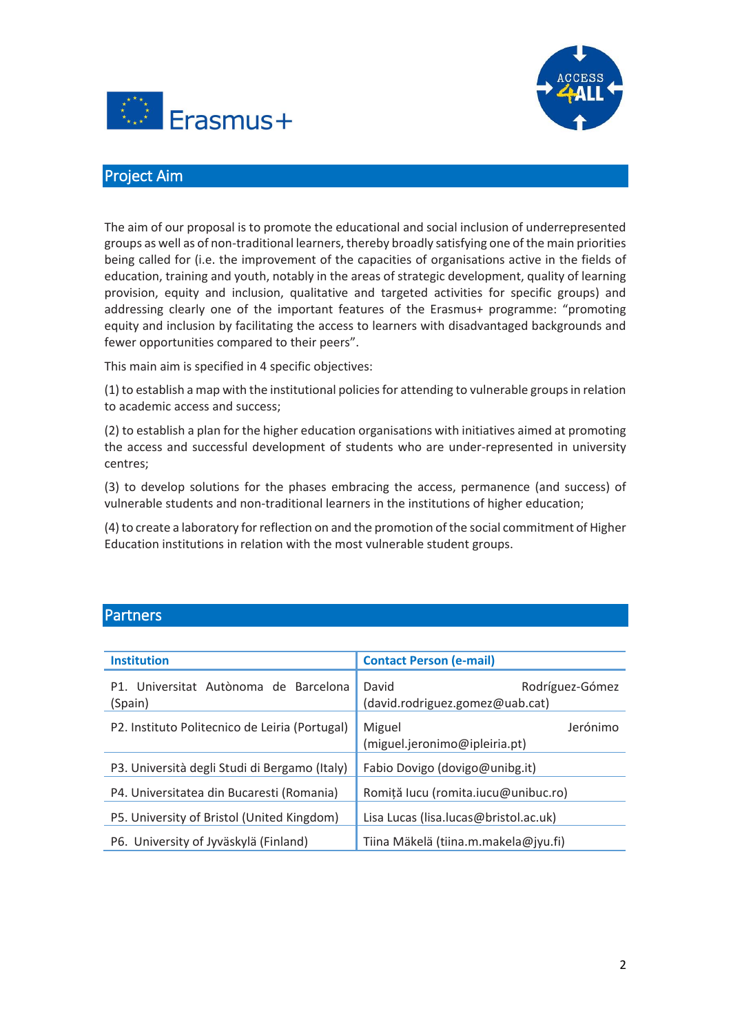## Project Aim

The aim of our proposal is to promote the educational and social inclusion of underrepresented groups as well as of non-traditional learners, thereby broadly satisfying one of the main priorities being called for (i.e. the improvement of the capacities of organisations active in the fields of education, training and youth, notably in the areas of strategic development, quality of learning provision, equity and inclusion, qualitative and targeted activities for specific groups) and addressing clearly one of the important features of the Erasmus+ programme: "promoting equity and inclusion by facilitating the access to learners with disadvantaged backgrounds and fewer opportunities compared to their peers".

This main aim is specified in 4 specific objectives:

(1) to establish a map with the institutional policies for attending to vulnerable groups in relation to academic access and success;

(2) to establish a plan for the higher education organisations with initiatives aimed at promoting the access and successful development of students who are under-represented in university centres;

(3) to develop solutions for the phases embracing the access, permanence (and success) of vulnerable students and non-traditional learners in the institutions of higher education;

(4) to create a laboratory for reflection on and the promotion of the social commitment of Higher Education institutions in relation with the most vulnerable student groups.

## Partners

| Institution | Contact Person (e-mail) |
|---|---|
| P1. Universitat Autònoma de Barcelona (Spain) | David Rodríguez-Gómez (david.rodriguez.gomez@uab.cat) |
| P2. Instituto Politecnico de Leiria (Portugal) | Miguel Jerónimo (miguel.jeronimo@ipleiria.pt) |
| P3. Università degli Studi di Bergamo (Italy) | Fabio Dovigo (dovigo@unibg.it) |
| P4. Universitatea din Bucaresti (Romania) | Romiță Iucu (romita.iucu@unibuc.ro) |
| P5. University of Bristol (United Kingdom) | Lisa Lucas (lisa.lucas@bristol.ac.uk) |
| P6. University of Jyväskylä (Finland) | Tiina Mäkelä (tiina.m.makela@jyu.fi) |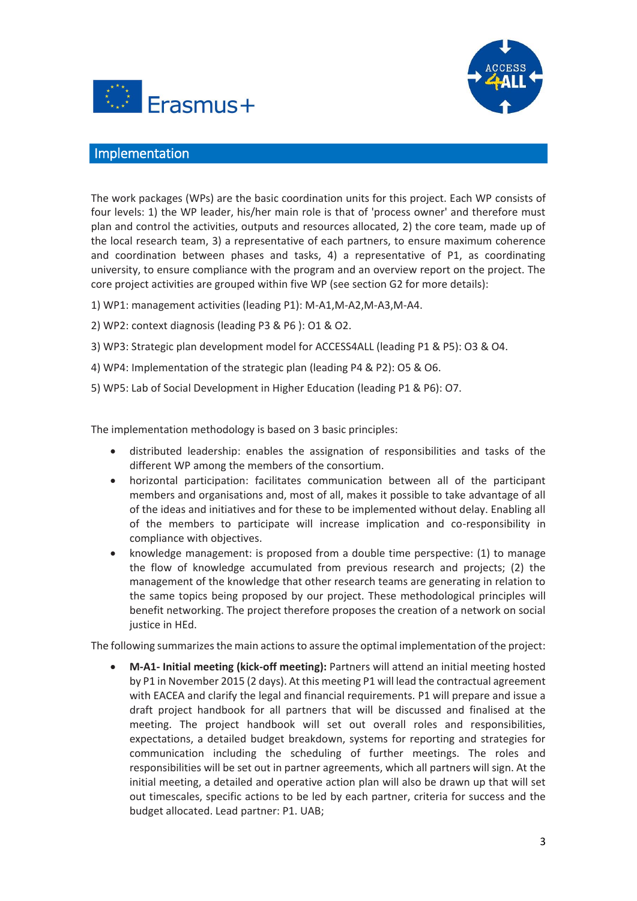## Implementation

The work packages (WPs) are the basic coordination units for this project. Each WP consists of four levels: 1) the WP leader, his/her main role is that of 'process owner' and therefore must plan and control the activities, outputs and resources allocated, 2) the core team, made up of the local research team, 3) a representative of each partners, to ensure maximum coherence and coordination between phases and tasks, 4) a representative of P1, as coordinating university, to ensure compliance with the program and an overview report on the project. The core project activities are grouped within five WP (see section G2 for more details):

1) WP1: management activities (leading P1): M-A1,M-A2,M-A3,M-A4.

2) WP2: context diagnosis (leading P3 & P6 ): O1 & O2.

3) WP3: Strategic plan development model for ACCESS4ALL (leading P1 & P5): O3 & O4.

4) WP4: Implementation of the strategic plan (leading P4 & P2): O5 & O6.

5) WP5: Lab of Social Development in Higher Education (leading P1 & P6): O7.

The implementation methodology is based on 3 basic principles:

- distributed leadership: enables the assignation of responsibilities and tasks of the different WP among the members of the consortium.
- horizontal participation: facilitates communication between all of the participant members and organisations and, most of all, makes it possible to take advantage of all of the ideas and initiatives and for these to be implemented without delay. Enabling all of the members to participate will increase implication and co-responsibility in compliance with objectives.
- knowledge management: is proposed from a double time perspective: (1) to manage the flow of knowledge accumulated from previous research and projects; (2) the management of the knowledge that other research teams are generating in relation to the same topics being proposed by our project. These methodological principles will benefit networking. The project therefore proposes the creation of a network on social justice in HEd.

The following summarizes the main actions to assure the optimal implementation of the project:

- **M-A1- Initial meeting (kick-off meeting):** Partners will attend an initial meeting hosted by P1 in November 2015 (2 days). At this meeting P1 will lead the contractual agreement with EACEA and clarify the legal and financial requirements. P1 will prepare and issue a draft project handbook for all partners that will be discussed and finalised at the meeting. The project handbook will set out overall roles and responsibilities, expectations, a detailed budget breakdown, systems for reporting and strategies for communication including the scheduling of further meetings. The roles and responsibilities will be set out in partner agreements, which all partners will sign. At the initial meeting, a detailed and operative action plan will also be drawn up that will set out timescales, specific actions to be led by each partner, criteria for success and the budget allocated. Lead partner: P1. UAB;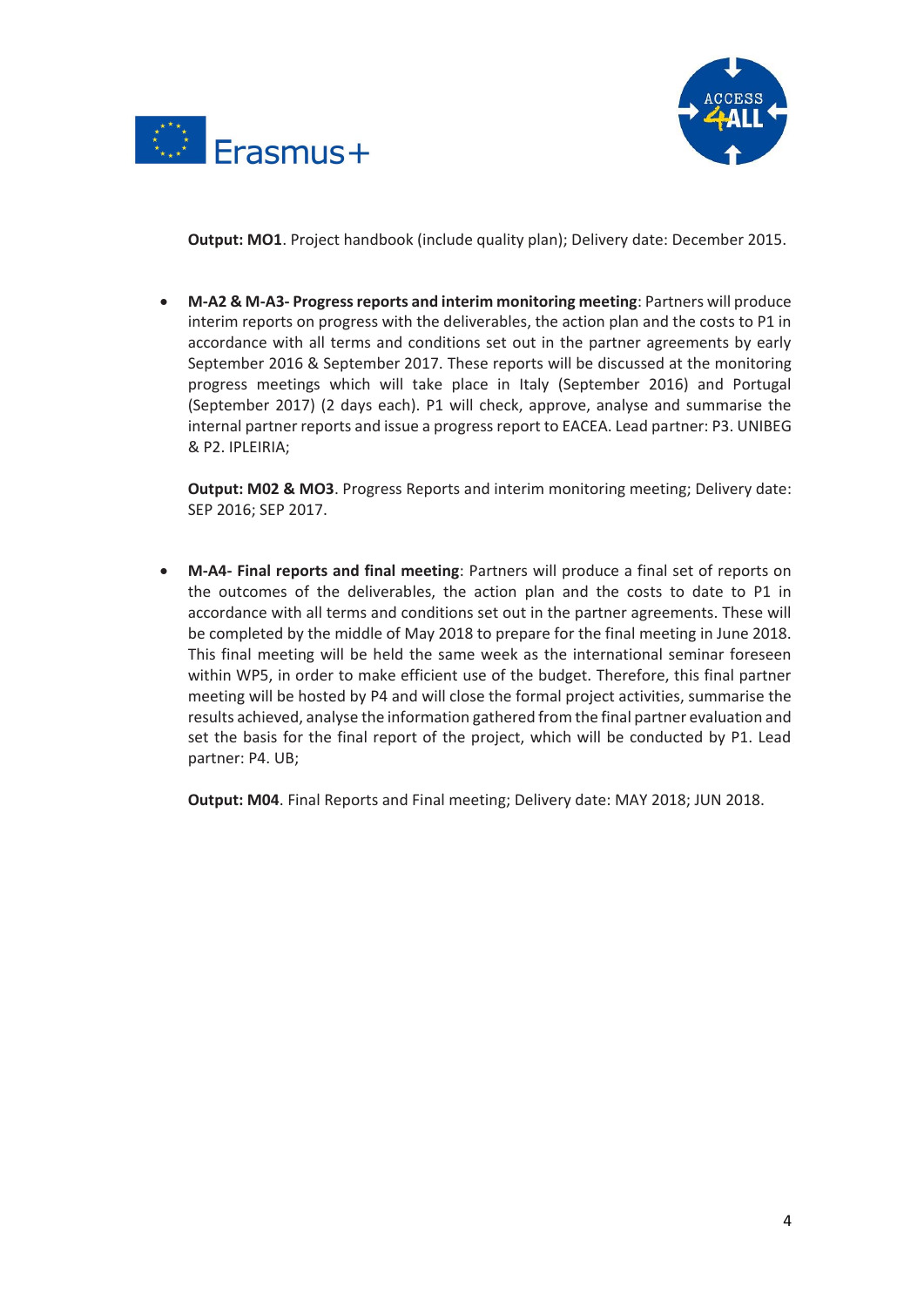**Output: MO1**. Project handbook (include quality plan); Delivery date: December 2015.

- **M-A2 & M-A3- Progress reports and interim monitoring meeting**: Partners will produce interim reports on progress with the deliverables, the action plan and the costs to P1 in accordance with all terms and conditions set out in the partner agreements by early September 2016 & September 2017. These reports will be discussed at the monitoring progress meetings which will take place in Italy (September 2016) and Portugal (September 2017) (2 days each). P1 will check, approve, analyse and summarise the internal partner reports and issue a progress report to EACEA. Lead partner: P3. UNIBEG & P2. IPLEIRIA;

  **Output: M02 & MO3**. Progress Reports and interim monitoring meeting; Delivery date: SEP 2016; SEP 2017.

- **M-A4- Final reports and final meeting**: Partners will produce a final set of reports on the outcomes of the deliverables, the action plan and the costs to date to P1 in accordance with all terms and conditions set out in the partner agreements. These will be completed by the middle of May 2018 to prepare for the final meeting in June 2018. This final meeting will be held the same week as the international seminar foreseen within WP5, in order to make efficient use of the budget. Therefore, this final partner meeting will be hosted by P4 and will close the formal project activities, summarise the results achieved, analyse the information gathered from the final partner evaluation and set the basis for the final report of the project, which will be conducted by P1. Lead partner: P4. UB;

  **Output: M04**. Final Reports and Final meeting; Delivery date: MAY 2018; JUN 2018.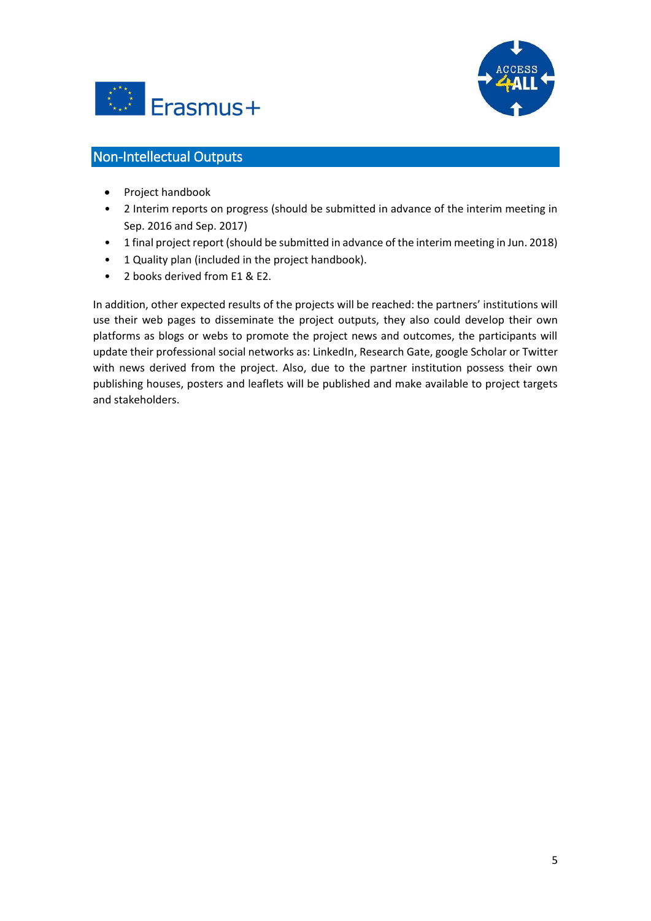## Non-Intellectual Outputs

- Project handbook
- 2 Interim reports on progress (should be submitted in advance of the interim meeting in Sep. 2016 and Sep. 2017)
- 1 final project report (should be submitted in advance of the interim meeting in Jun. 2018)
- 1 Quality plan (included in the project handbook).
- 2 books derived from E1 & E2.

In addition, other expected results of the projects will be reached: the partners' institutions will use their web pages to disseminate the project outputs, they also could develop their own platforms as blogs or webs to promote the project news and outcomes, the participants will update their professional social networks as: LinkedIn, Research Gate, google Scholar or Twitter with news derived from the project. Also, due to the partner institution possess their own publishing houses, posters and leaflets will be published and make available to project targets and stakeholders.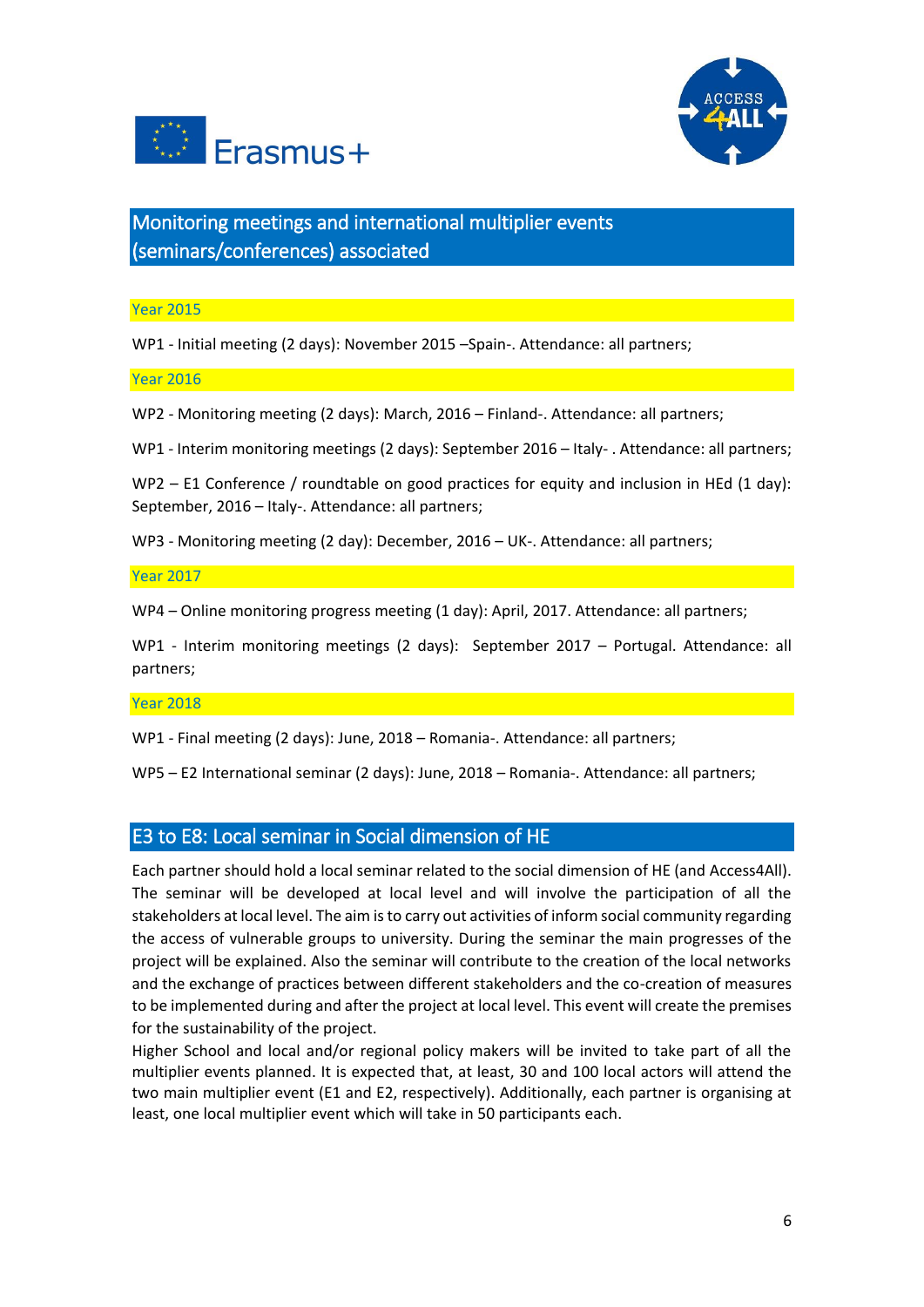## Monitoring meetings and international multiplier events (seminars/conferences) associated

### Year 2015

WP1 - Initial meeting (2 days): November 2015 –Spain-. Attendance: all partners;

### Year 2016

WP2 - Monitoring meeting (2 days): March, 2016 – Finland-. Attendance: all partners;

WP1 - Interim monitoring meetings (2 days): September 2016 – Italy- . Attendance: all partners;

WP2 – E1 Conference / roundtable on good practices for equity and inclusion in HEd (1 day): September, 2016 – Italy-. Attendance: all partners;

WP3 - Monitoring meeting (2 day): December, 2016 – UK-. Attendance: all partners;

### Year 2017

WP4 – Online monitoring progress meeting (1 day): April, 2017. Attendance: all partners;

WP1 - Interim monitoring meetings (2 days): September 2017 – Portugal. Attendance: all partners;

### Year 2018

WP1 - Final meeting (2 days): June, 2018 – Romania-. Attendance: all partners;

WP5 – E2 International seminar (2 days): June, 2018 – Romania-. Attendance: all partners;

## E3 to E8: Local seminar in Social dimension of HE

Each partner should hold a local seminar related to the social dimension of HE (and Access4All). The seminar will be developed at local level and will involve the participation of all the stakeholders at local level. The aim is to carry out activities of inform social community regarding the access of vulnerable groups to university. During the seminar the main progresses of the project will be explained. Also the seminar will contribute to the creation of the local networks and the exchange of practices between different stakeholders and the co-creation of measures to be implemented during and after the project at local level. This event will create the premises for the sustainability of the project.

Higher School and local and/or regional policy makers will be invited to take part of all the multiplier events planned. It is expected that, at least, 30 and 100 local actors will attend the two main multiplier event (E1 and E2, respectively). Additionally, each partner is organising at least, one local multiplier event which will take in 50 participants each.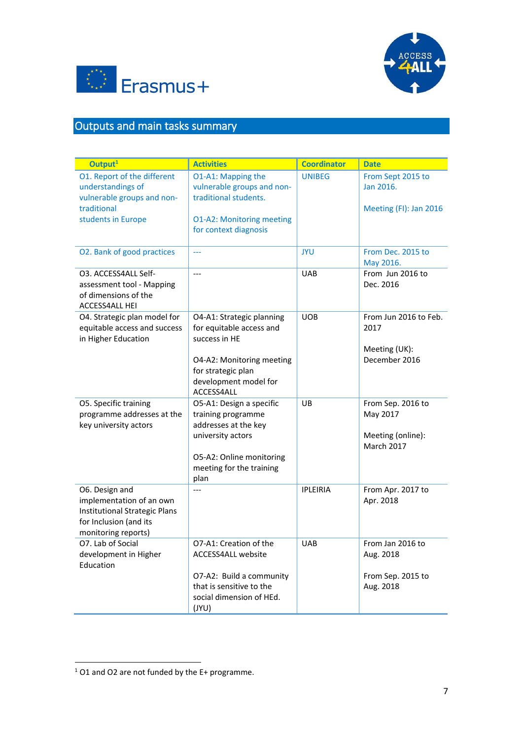## Outputs and main tasks summary

| Output[1] | Activities | Coordinator | Date |
|---|---|---|---|
| O1. Report of the different understandings of vulnerable groups and non-traditional students in Europe | O1-A1: Mapping the vulnerable groups and non-traditional students.<br><br>O1-A2: Monitoring meeting for context diagnosis | UNIBEG | From Sept 2015 to Jan 2016.<br><br>Meeting (FI): Jan 2016 |
| O2. Bank of good practices | --- | JYU | From Dec. 2015 to May 2016. |
| O3. ACCESS4ALL Self-assessment tool - Mapping of dimensions of the ACCESS4ALL HEI | --- | UAB | From Jun 2016 to Dec. 2016 |
| O4. Strategic plan model for equitable access and success in Higher Education | O4-A1: Strategic planning for equitable access and success in HE<br><br>O4-A2: Monitoring meeting for strategic plan development model for ACCESS4ALL | UOB | From Jun 2016 to Feb. 2017<br><br>Meeting (UK): December 2016 |
| O5. Specific training programme addresses at the key university actors | O5-A1: Design a specific training programme addresses at the key university actors<br><br>O5-A2: Online monitoring meeting for the training plan | UB | From Sep. 2016 to May 2017<br><br>Meeting (online): March 2017 |
| O6. Design and implementation of an own Institutional Strategic Plans for Inclusion (and its monitoring reports) | --- | IPLEIRIA | From Apr. 2017 to Apr. 2018 |
| O7. Lab of Social development in Higher Education | O7-A1: Creation of the ACCESS4ALL website<br><br>O7-A2: Build a community that is sensitive to the social dimension of HEd. (JYU) | UAB | From Jan 2016 to Aug. 2018<br><br>From Sep. 2015 to Aug. 2018 |

[1] O1 and O2 are not funded by the E+ programme.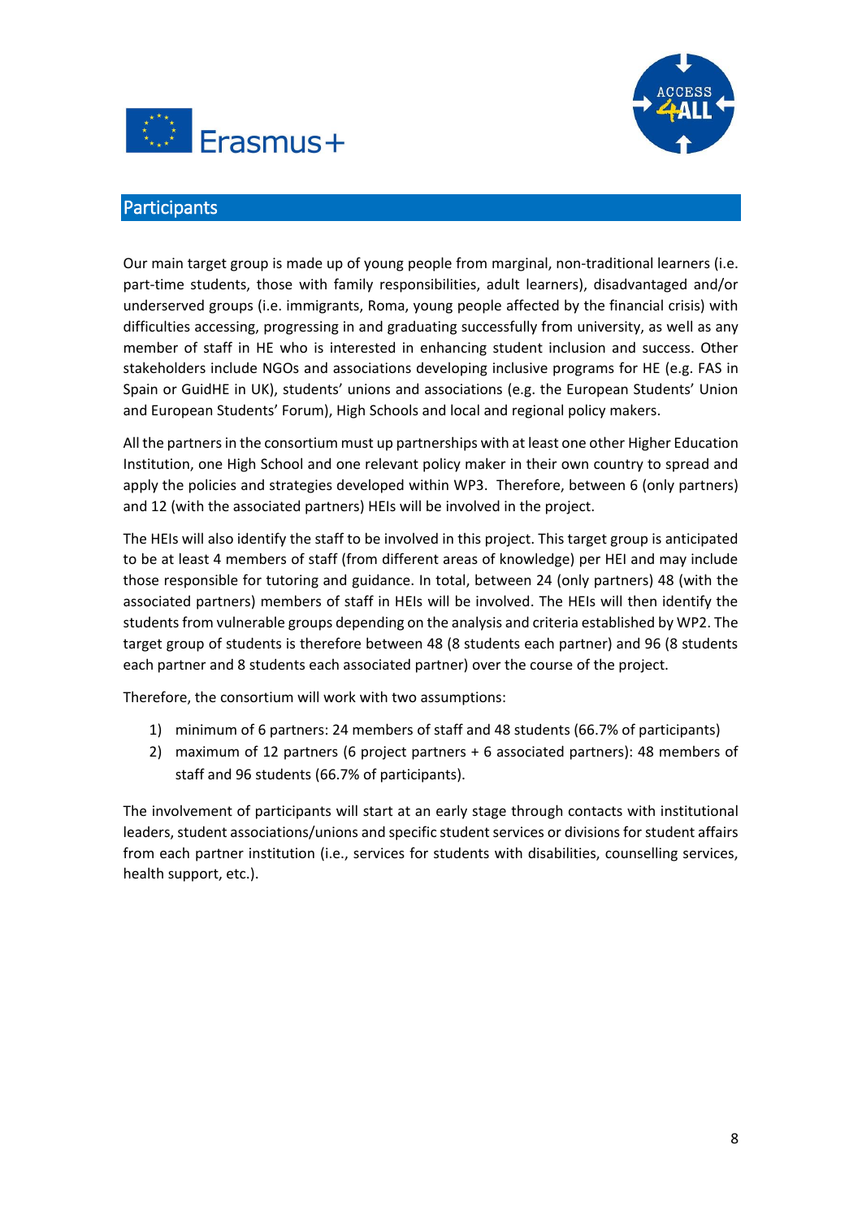## Participants

Our main target group is made up of young people from marginal, non-traditional learners (i.e. part-time students, those with family responsibilities, adult learners), disadvantaged and/or underserved groups (i.e. immigrants, Roma, young people affected by the financial crisis) with difficulties accessing, progressing in and graduating successfully from university, as well as any member of staff in HE who is interested in enhancing student inclusion and success. Other stakeholders include NGOs and associations developing inclusive programs for HE (e.g. FAS in Spain or GuidHE in UK), students' unions and associations (e.g. the European Students' Union and European Students' Forum), High Schools and local and regional policy makers.

All the partners in the consortium must up partnerships with at least one other Higher Education Institution, one High School and one relevant policy maker in their own country to spread and apply the policies and strategies developed within WP3. Therefore, between 6 (only partners) and 12 (with the associated partners) HEIs will be involved in the project.

The HEIs will also identify the staff to be involved in this project. This target group is anticipated to be at least 4 members of staff (from different areas of knowledge) per HEI and may include those responsible for tutoring and guidance. In total, between 24 (only partners) 48 (with the associated partners) members of staff in HEIs will be involved. The HEIs will then identify the students from vulnerable groups depending on the analysis and criteria established by WP2. The target group of students is therefore between 48 (8 students each partner) and 96 (8 students each partner and 8 students each associated partner) over the course of the project.

Therefore, the consortium will work with two assumptions:

1) minimum of 6 partners: 24 members of staff and 48 students (66.7% of participants)
2) maximum of 12 partners (6 project partners + 6 associated partners): 48 members of staff and 96 students (66.7% of participants).

The involvement of participants will start at an early stage through contacts with institutional leaders, student associations/unions and specific student services or divisions for student affairs from each partner institution (i.e., services for students with disabilities, counselling services, health support, etc.).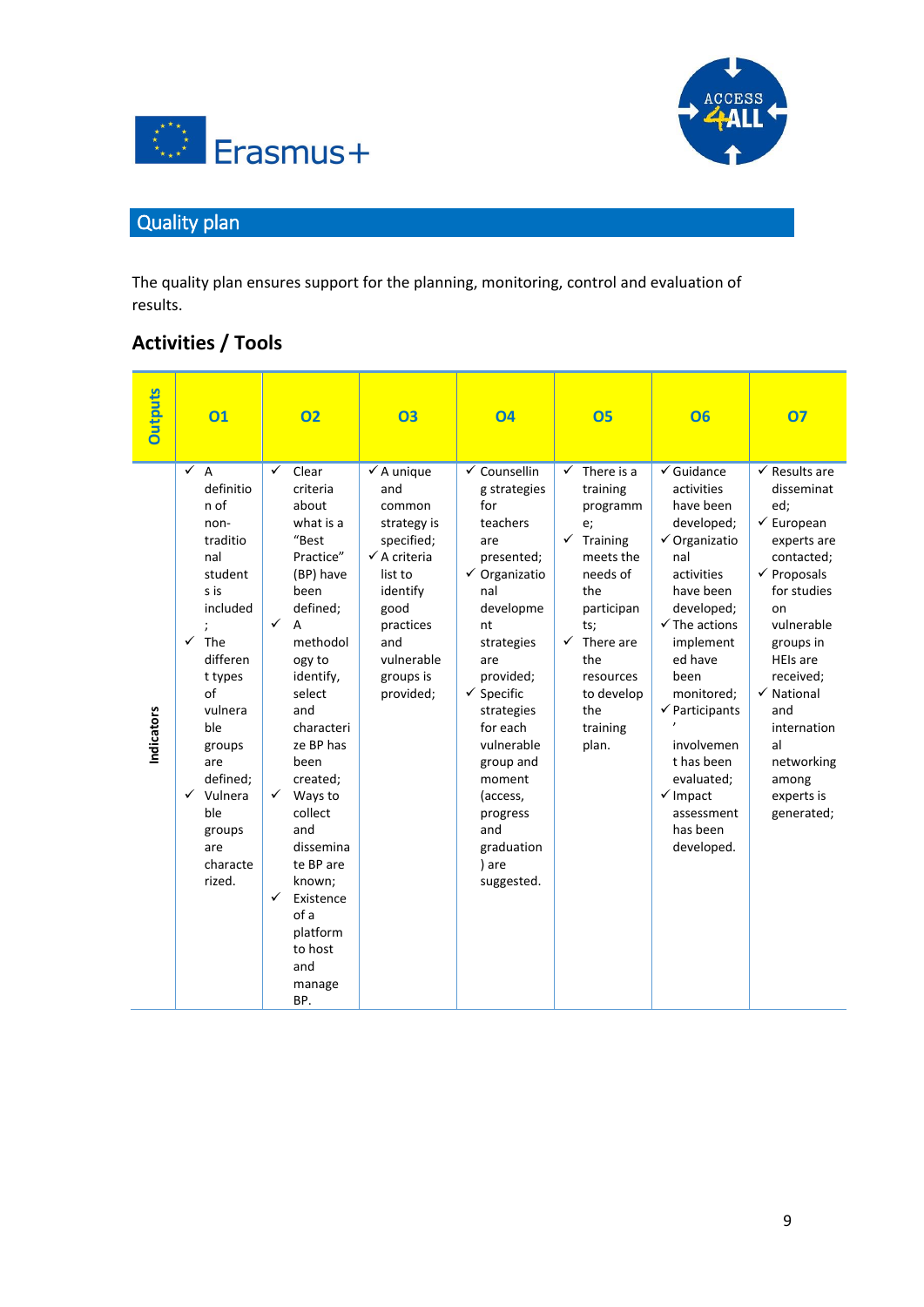## Quality plan

The quality plan ensures support for the planning, monitoring, control and evaluation of results.

### Activities / Tools

| Outputs | O1 | O2 | O3 | O4 | O5 | O6 | O7 |
|---|---|---|---|---|---|---|---|
| Indicators | ✓ A definition of non-traditional students is included;<br>✓ The different types of vulnerable groups are defined;<br>✓ Vulnerable groups are characterized. | ✓ Clear criteria about what is a "Best Practice" (BP) have been defined;<br>✓ A methodology to identify, select and characterize BP has been created;<br>✓ Ways to collect and disseminate BP are known;<br>✓ Existence of a platform to host and manage BP. | ✓ A unique and common strategy is specified;<br>✓ A criteria list to identify good practices and vulnerable groups is provided; | ✓ Counselling strategies for teachers are presented;<br>✓ Organizational development strategies are provided;<br>✓ Specific strategies for each vulnerable group and moment (access, progress and graduation) are suggested. | ✓ There is a training programme;<br>✓ Training meets the needs of the participants;<br>✓ There are the resources to develop the training plan. | ✓ Guidance activities have been developed;<br>✓ Organizational activities have been developed;<br>✓ The actions implemented have been monitored;<br>✓ Participants' involvement has been evaluated;<br>✓ Impact assessment has been developed. | ✓ Results are disseminated;<br>✓ European experts are contacted;<br>✓ Proposals for studies on vulnerable groups in HEIs are received;<br>✓ National and international networking among experts is generated; |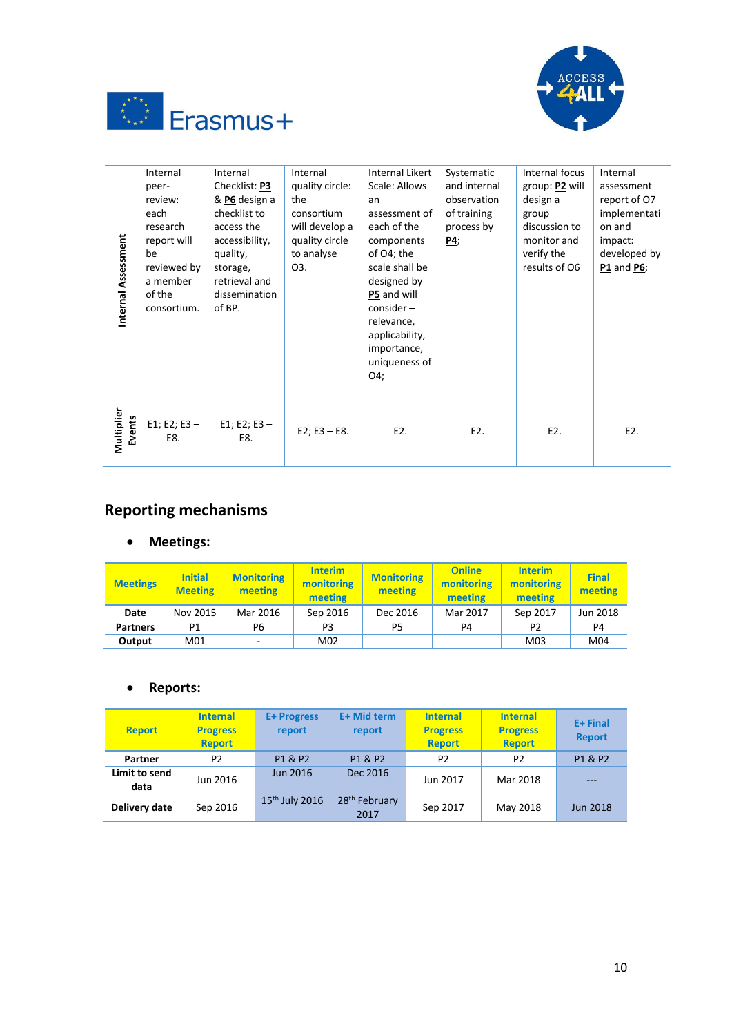| | | | | | | | |
|---|---|---|---|---|---|---|---|
| **Internal Assessment** | Internal peer-review: each research report will be reviewed by a member of the consortium. | Internal Checklist: **P3** & **P6** design a checklist to access the accessibility, quality, storage, retrieval and dissemination of BP. | Internal quality circle: the consortium will develop a quality circle to analyse O3. | Internal Likert Scale: Allows an assessment of each of the components of O4; the scale shall be designed by **P5** and will consider – relevance, applicability, importance, uniqueness of O4; | Systematic and internal observation of training process by **P4**; | Internal focus group: **P2** will design a group discussion to monitor and verify the results of O6 | Internal assessment report of O7 implementation and impact: developed by **P1** and **P6**; |
| **Multiplier Events** | E1; E2; E3 – E8. | E1; E2; E3 – E8. | E2; E3 – E8. | E2. | E2. | E2. | E2. |

## Reporting mechanisms

- **Meetings:**

| Meetings | Initial Meeting | Monitoring meeting | Interim monitoring meeting | Monitoring meeting | Online monitoring meeting | Interim monitoring meeting | Final meeting |
|---|---|---|---|---|---|---|---|
| **Date** | Nov 2015 | Mar 2016 | Sep 2016 | Dec 2016 | Mar 2017 | Sep 2017 | Jun 2018 |
| **Partners** | P1 | P6 | P3 | P5 | P4 | P2 | P4 |
| **Output** | M01 | - | M02 | | | M03 | M04 |

- **Reports:**

| Report | Internal Progress Report | E+ Progress report | E+ Mid term report | Internal Progress Report | Internal Progress Report | E+ Final Report |
|---|---|---|---|---|---|---|
| **Partner** | P2 | P1 & P2 | P1 & P2 | P2 | P2 | P1 & P2 |
| **Limit to send data** | Jun 2016 | Jun 2016 | Dec 2016 | Jun 2017 | Mar 2018 | --- |
| **Delivery date** | Sep 2016 | 15th July 2016 | 28th February 2017 | Sep 2017 | May 2018 | Jun 2018 |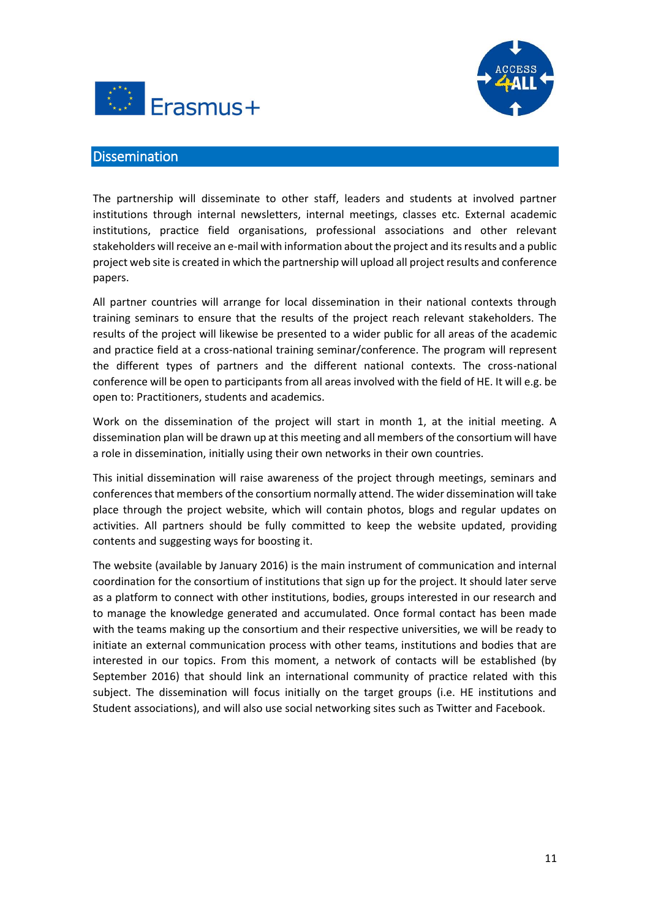## Dissemination

The partnership will disseminate to other staff, leaders and students at involved partner institutions through internal newsletters, internal meetings, classes etc. External academic institutions, practice field organisations, professional associations and other relevant stakeholders will receive an e-mail with information about the project and its results and a public project web site is created in which the partnership will upload all project results and conference papers.

All partner countries will arrange for local dissemination in their national contexts through training seminars to ensure that the results of the project reach relevant stakeholders. The results of the project will likewise be presented to a wider public for all areas of the academic and practice field at a cross-national training seminar/conference. The program will represent the different types of partners and the different national contexts. The cross-national conference will be open to participants from all areas involved with the field of HE. It will e.g. be open to: Practitioners, students and academics.

Work on the dissemination of the project will start in month 1, at the initial meeting. A dissemination plan will be drawn up at this meeting and all members of the consortium will have a role in dissemination, initially using their own networks in their own countries.

This initial dissemination will raise awareness of the project through meetings, seminars and conferences that members of the consortium normally attend. The wider dissemination will take place through the project website, which will contain photos, blogs and regular updates on activities. All partners should be fully committed to keep the website updated, providing contents and suggesting ways for boosting it.

The website (available by January 2016) is the main instrument of communication and internal coordination for the consortium of institutions that sign up for the project. It should later serve as a platform to connect with other institutions, bodies, groups interested in our research and to manage the knowledge generated and accumulated. Once formal contact has been made with the teams making up the consortium and their respective universities, we will be ready to initiate an external communication process with other teams, institutions and bodies that are interested in our topics. From this moment, a network of contacts will be established (by September 2016) that should link an international community of practice related with this subject. The dissemination will focus initially on the target groups (i.e. HE institutions and Student associations), and will also use social networking sites such as Twitter and Facebook.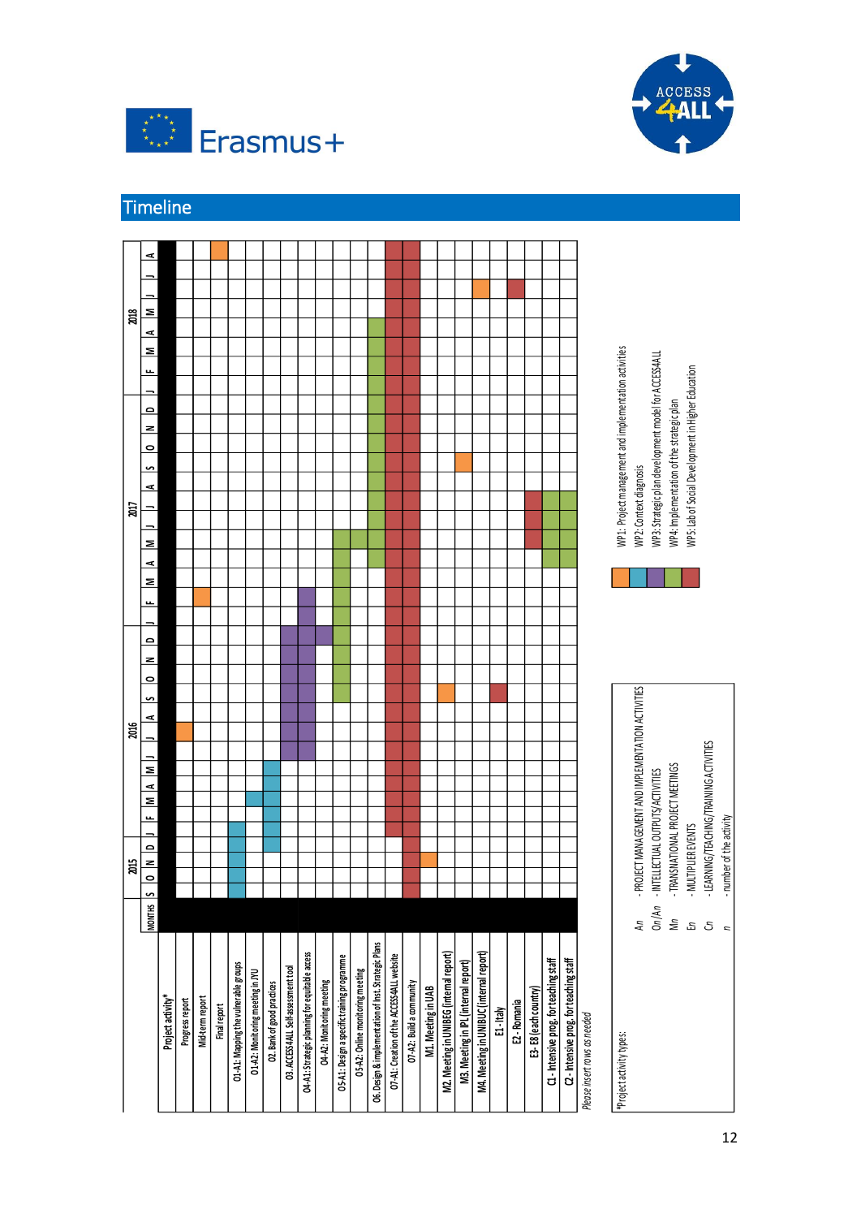## Timeline

| Project activity* | 2015 | | | | 2016 | | | | | | | | | | | | 2017 | | | | | | | | | | | | 2018 | | | | | | | |
|---|---|---|---|---|---|---|---|---|---|---|---|---|---|---|---|---|---|---|---|---|---|---|---|---|---|---|---|---|---|---|---|---|---|---|---|---|
| MONTHS | S | O | N | D | J | F | M | A | M | J | J | A | S | O | N | D | J | F | M | A | M | J | J | A | S | O | N | D | J | F | M | A | M | J | J | A |
| Progress report | | | | | | | | | | X | | | | | | | | | | | | | | | | | | | | | | | | | | |
| Mid-term report | | | | | | | | | | | | | | | | | X | | | | | | | | | | | | | | | | | | | |
| Final report | | | | | | | | | | | | | | | | | | | | | | | | | | | | | | | | | | | | X |
| O1-A1: Mapping the vulnerable groups | X | X | X | X | | | | | | | | | | | | | | | | | | | | | | | | | | | | | | | | |
| O1-A2: Monitoring meeting in JYU | | | | | | X | | | | | | | | | | | | | | | | | | | | | | | | | | | | | | |
| O2. Bank of good practices | | | | X | X | X | X | X | | | | | | | | | | | | | | | | | | | | | | | | | | | | |
| O3. ACCESS4ALL Self-assessment tool | | | | | | | | | X | X | X | X | X | X | X | | | | | | | | | | | | | | | | | | | | | |
| O4-A1: Strategic planning for equitable access | | | | | | | | | X | X | X | X | X | X | X | X | X | X | | | | | | | | | | | | | | | | | | |
| O4-A2: Monitoring meeting | | | | | | | | | | | | | | | X | | | | | | | | | | | | | | | | | | | | | |
| O5-A1: Design a specific training programme | | | | | | | | | | | | X | X | X | X | X | X | X | X | X | | | | | | | | | | | | | | | | |
| O5-A2: Online monitoring meeting | | | | | | | | | | | | | | | | | | | | X | | | | | | | | | | | | | | | | |
| O6. Design & implementation of Inst. Strategic Plans | | | | | | | | | | | | | | | | | | | X | X | X | X | X | X | X | X | X | X | X | X | X | X | | | | |
| O7-A1: Creation of the ACCESS4ALL website | | | | | X | X | X | X | X | X | X | X | X | X | X | X | X | X | X | X | X | X | X | X | X | X | X | X | X | X | X | X | X | X | X | X |
| O7-A2: Build a community | X | X | X | X | X | X | X | X | X | X | X | X | X | X | X | X | X | X | X | X | X | X | X | X | X | X | X | X | X | X | X | X | X | X | X | X |
| M1. Meeting in UAB | | | X | | | | | | | | | | | | | | | | | | | | | | | | | | | | | | | | | |
| M2. Meeting in UNIBEG (internal report) | | | | | | | | | | | | X | | | | | | | | | | | | | | | | | | | | | | | | |
| M3. Meeting in IPL (internal report) | | | | | | | | | | | | | | | | | | | | | | | | X | | | | | | | | | | | | |
| M4. Meeting in UNIBUC (internal report) | | | | | | | | | | | | | | | | | | | | | | | | | | | | | | | | | | X | | |
| E1 - Italy | | | | | | | | | | | | X | | | | | | | | | | | | | | | | | | | | | | | | |
| E2 - Romania | | | | | | | | | | | | | | | | | | | | | | | | | | | | | | | | | | X | | |
| E3 - E8 (each country) | | | | | | | | | | | | | | | | | | | | X | X | X | | | | | | | | | | | | | | |
| C1 - Intensive prog. for teaching staff | | | | | | | | | | | | | | | | | | | X | X | X | X | | | | | | | | | | | | | | |
| C2 - Intensive prog. for teaching staff | | | | | | | | | | | | | | | | | | | X | X | X | X | | | | | | | | | | | | | | |

*Please insert rows as needed*

*Project activity types:

| | |
|---|---|
| An | - PROJECT MANAGEMENT AND IMPLEMENTATION ACTIVITIES |
| On/An | - INTELLECTUAL OUTPUTS/ACTIVITIES |
| Mn | - TRANSNATIONAL PROJECT MEETINGS |
| En | - MULTIPLIER EVENTS |
| Cn | - LEARNING/TEACHING/TRAINING ACTIVITIES |
| n | - number of the activity |

- WP1: Project management and implementation activities
- WP2: Context diagnosis
- WP3: Strategic plan development model for ACCESS4ALL
- WP4: Implementation of the strategic plan
- WP5: Lab of Social Development in Higher Education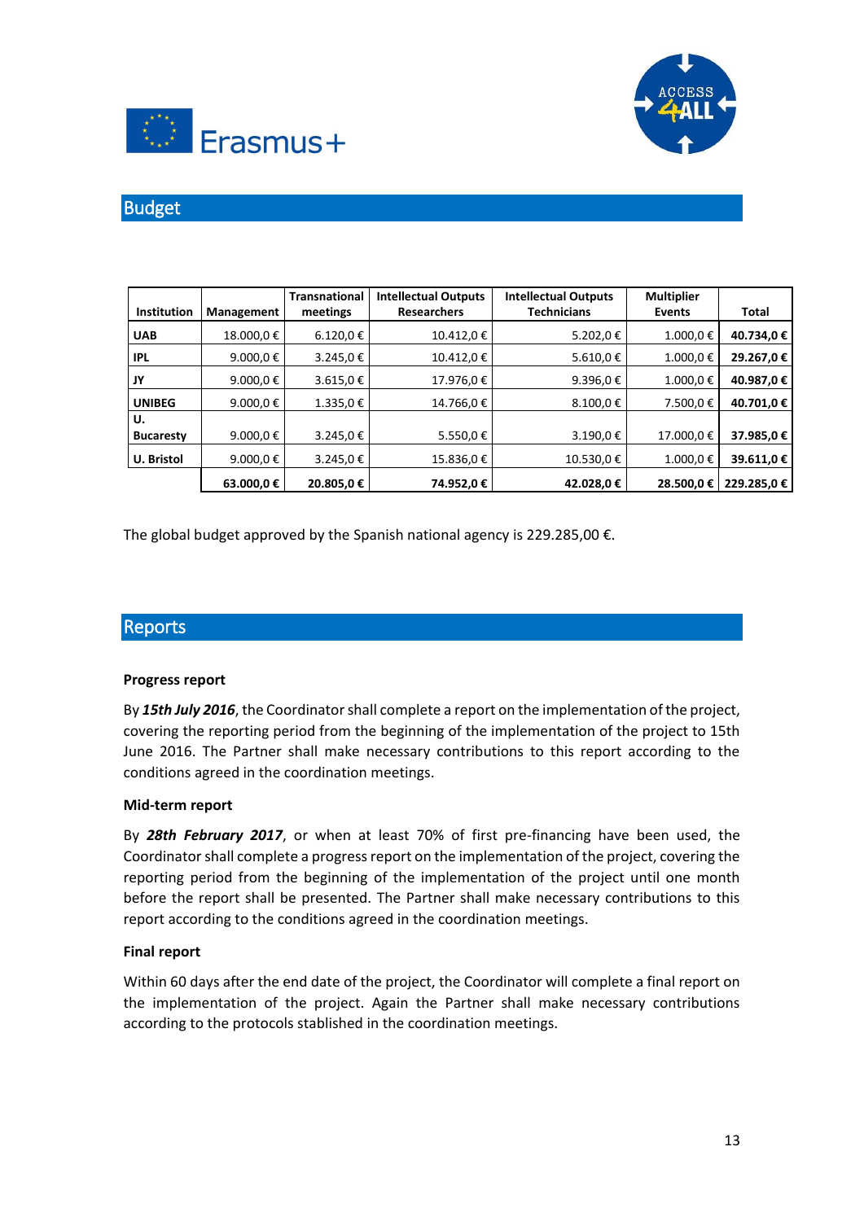## Budget

| Institution | Management | Transnational meetings | Intellectual Outputs Researchers | Intellectual Outputs Technicians | Multiplier Events | Total |
|---|---|---|---|---|---|---|
| **UAB** | 18.000,0 € | 6.120,0 € | 10.412,0 € | 5.202,0 € | 1.000,0 € | **40.734,0 €** |
| **IPL** | 9.000,0 € | 3.245,0 € | 10.412,0 € | 5.610,0 € | 1.000,0 € | **29.267,0 €** |
| **JY** | 9.000,0 € | 3.615,0 € | 17.976,0 € | 9.396,0 € | 1.000,0 € | **40.987,0 €** |
| **UNIBEG** | 9.000,0 € | 1.335,0 € | 14.766,0 € | 8.100,0 € | 7.500,0 € | **40.701,0 €** |
| **U. Bucaresty** | 9.000,0 € | 3.245,0 € | 5.550,0 € | 3.190,0 € | 17.000,0 € | **37.985,0 €** |
| **U. Bristol** | 9.000,0 € | 3.245,0 € | 15.836,0 € | 10.530,0 € | 1.000,0 € | **39.611,0 €** |
| | **63.000,0 €** | **20.805,0 €** | **74.952,0 €** | **42.028,0 €** | **28.500,0 €** | **229.285,0 €** |

The global budget approved by the Spanish national agency is 229.285,00 €.

## Reports

### Progress report

By ***15th July 2016***, the Coordinator shall complete a report on the implementation of the project, covering the reporting period from the beginning of the implementation of the project to 15th June 2016. The Partner shall make necessary contributions to this report according to the conditions agreed in the coordination meetings.

### Mid-term report

By ***28th February 2017***, or when at least 70% of first pre-financing have been used, the Coordinator shall complete a progress report on the implementation of the project, covering the reporting period from the beginning of the implementation of the project until one month before the report shall be presented. The Partner shall make necessary contributions to this report according to the conditions agreed in the coordination meetings.

### Final report

Within 60 days after the end date of the project, the Coordinator will complete a final report on the implementation of the project. Again the Partner shall make necessary contributions according to the protocols stablished in the coordination meetings.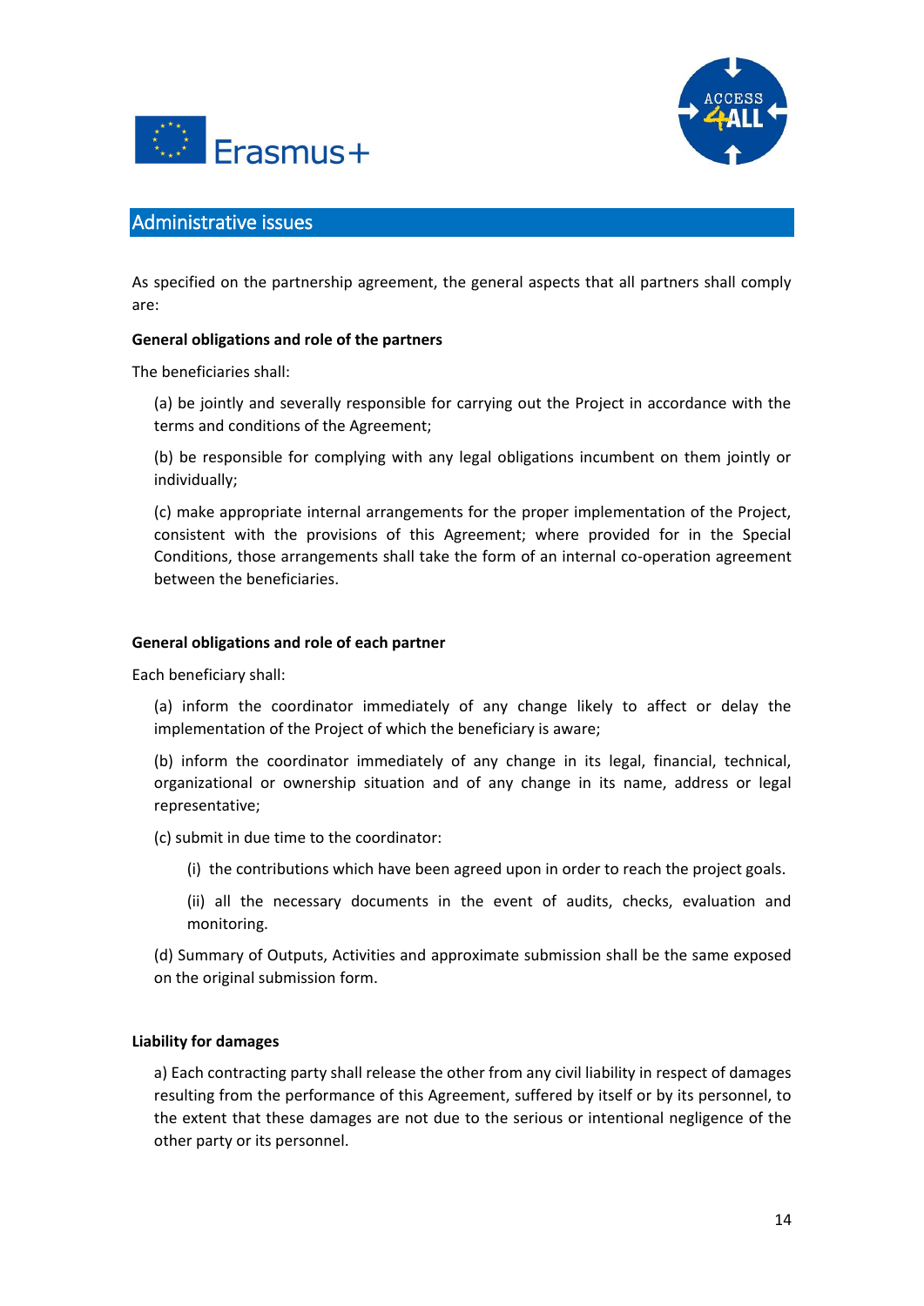## Administrative issues

As specified on the partnership agreement, the general aspects that all partners shall comply are:

**General obligations and role of the partners**

The beneficiaries shall:

(a) be jointly and severally responsible for carrying out the Project in accordance with the terms and conditions of the Agreement;

(b) be responsible for complying with any legal obligations incumbent on them jointly or individually;

(c) make appropriate internal arrangements for the proper implementation of the Project, consistent with the provisions of this Agreement; where provided for in the Special Conditions, those arrangements shall take the form of an internal co-operation agreement between the beneficiaries.

**General obligations and role of each partner**

Each beneficiary shall:

(a) inform the coordinator immediately of any change likely to affect or delay the implementation of the Project of which the beneficiary is aware;

(b) inform the coordinator immediately of any change in its legal, financial, technical, organizational or ownership situation and of any change in its name, address or legal representative;

(c) submit in due time to the coordinator:

(i) the contributions which have been agreed upon in order to reach the project goals.

(ii) all the necessary documents in the event of audits, checks, evaluation and monitoring.

(d) Summary of Outputs, Activities and approximate submission shall be the same exposed on the original submission form.

**Liability for damages**

a) Each contracting party shall release the other from any civil liability in respect of damages resulting from the performance of this Agreement, suffered by itself or by its personnel, to the extent that these damages are not due to the serious or intentional negligence of the other party or its personnel.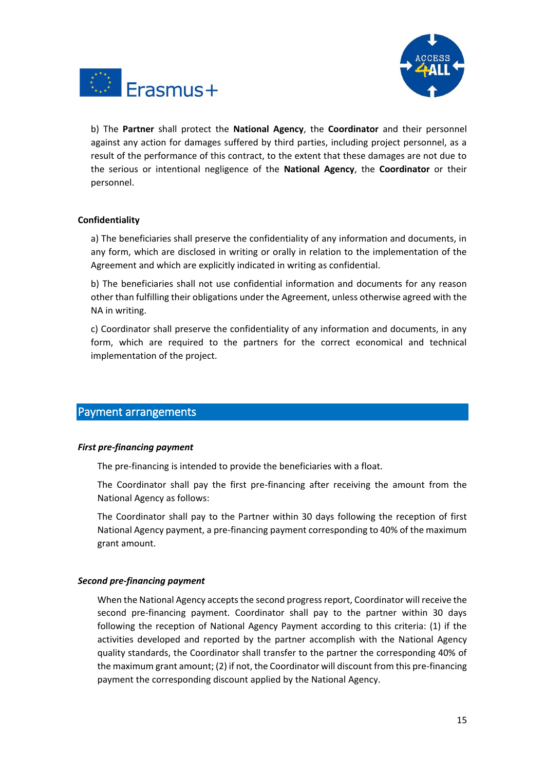b) The **Partner** shall protect the **National Agency**, the **Coordinator** and their personnel against any action for damages suffered by third parties, including project personnel, as a result of the performance of this contract, to the extent that these damages are not due to the serious or intentional negligence of the **National Agency**, the **Coordinator** or their personnel.

**Confidentiality**

a) The beneficiaries shall preserve the confidentiality of any information and documents, in any form, which are disclosed in writing or orally in relation to the implementation of the Agreement and which are explicitly indicated in writing as confidential.

b) The beneficiaries shall not use confidential information and documents for any reason other than fulfilling their obligations under the Agreement, unless otherwise agreed with the NA in writing.

c) Coordinator shall preserve the confidentiality of any information and documents, in any form, which are required to the partners for the correct economical and technical implementation of the project.

## Payment arrangements

***First pre-financing payment***

The pre-financing is intended to provide the beneficiaries with a float.

The Coordinator shall pay the first pre-financing after receiving the amount from the National Agency as follows:

The Coordinator shall pay to the Partner within 30 days following the reception of first National Agency payment, a pre-financing payment corresponding to 40% of the maximum grant amount.

***Second pre-financing payment***

When the National Agency accepts the second progress report, Coordinator will receive the second pre-financing payment. Coordinator shall pay to the partner within 30 days following the reception of National Agency Payment according to this criteria: (1) if the activities developed and reported by the partner accomplish with the National Agency quality standards, the Coordinator shall transfer to the partner the corresponding 40% of the maximum grant amount; (2) if not, the Coordinator will discount from this pre-financing payment the corresponding discount applied by the National Agency.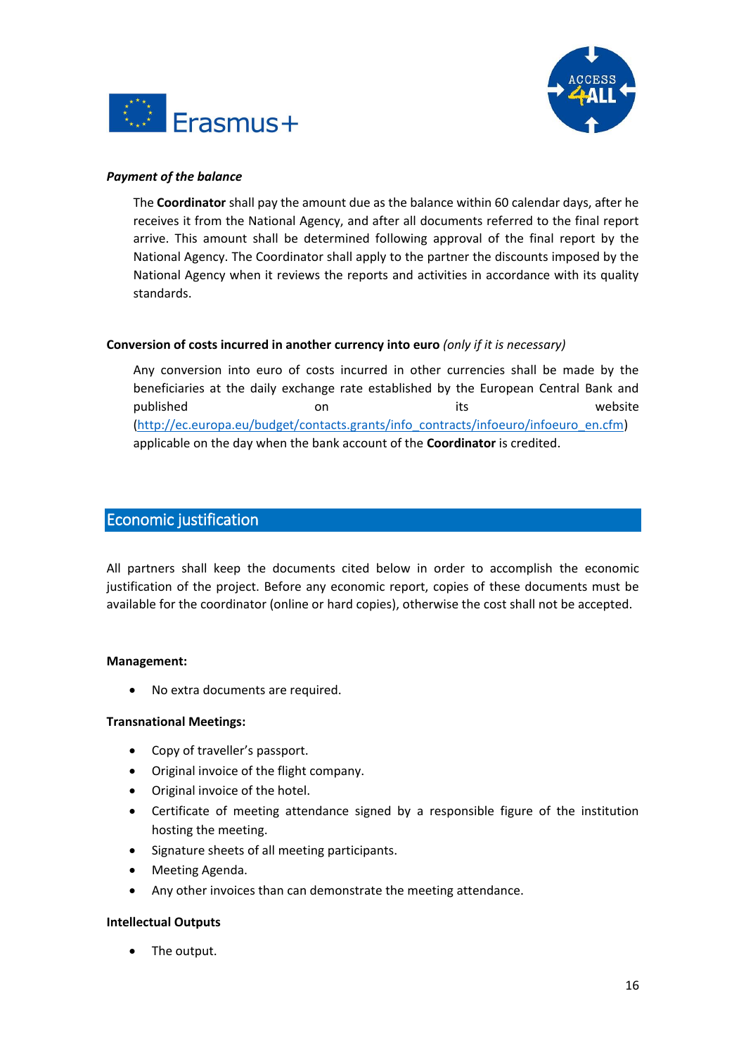***Payment of the balance***

The **Coordinator** shall pay the amount due as the balance within 60 calendar days, after he receives it from the National Agency, and after all documents referred to the final report arrive. This amount shall be determined following approval of the final report by the National Agency. The Coordinator shall apply to the partner the discounts imposed by the National Agency when it reviews the reports and activities in accordance with its quality standards.

**Conversion of costs incurred in another currency into euro** *(only if it is necessary)*

Any conversion into euro of costs incurred in other currencies shall be made by the beneficiaries at the daily exchange rate established by the European Central Bank and published on its website (http://ec.europa.eu/budget/contacts.grants/info_contracts/infoeuro/infoeuro_en.cfm) applicable on the day when the bank account of the **Coordinator** is credited.

## Economic justification

All partners shall keep the documents cited below in order to accomplish the economic justification of the project. Before any economic report, copies of these documents must be available for the coordinator (online or hard copies), otherwise the cost shall not be accepted.

**Management:**

- No extra documents are required.

**Transnational Meetings:**

- Copy of traveller's passport.
- Original invoice of the flight company.
- Original invoice of the hotel.
- Certificate of meeting attendance signed by a responsible figure of the institution hosting the meeting.
- Signature sheets of all meeting participants.
- Meeting Agenda.
- Any other invoices than can demonstrate the meeting attendance.

**Intellectual Outputs**

- The output.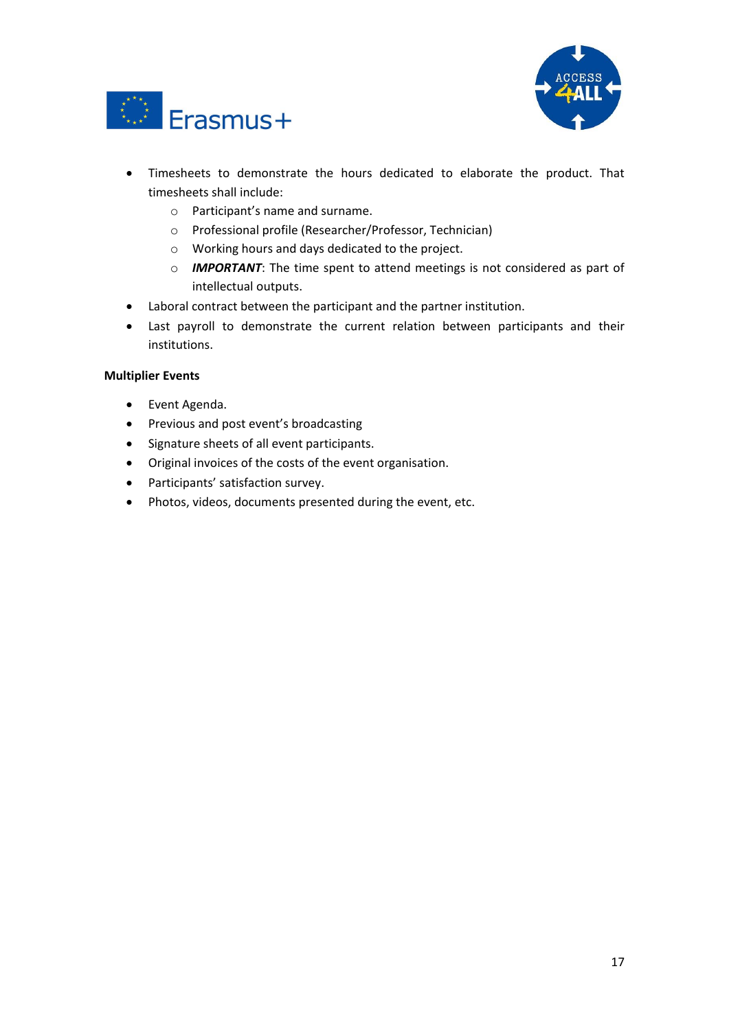- Timesheets to demonstrate the hours dedicated to elaborate the product. That timesheets shall include:
  - Participant's name and surname.
  - Professional profile (Researcher/Professor, Technician)
  - Working hours and days dedicated to the project.
  - ***IMPORTANT***: The time spent to attend meetings is not considered as part of intellectual outputs.
- Laboral contract between the participant and the partner institution.
- Last payroll to demonstrate the current relation between participants and their institutions.

**Multiplier Events**

- Event Agenda.
- Previous and post event's broadcasting
- Signature sheets of all event participants.
- Original invoices of the costs of the event organisation.
- Participants' satisfaction survey.
- Photos, videos, documents presented during the event, etc.